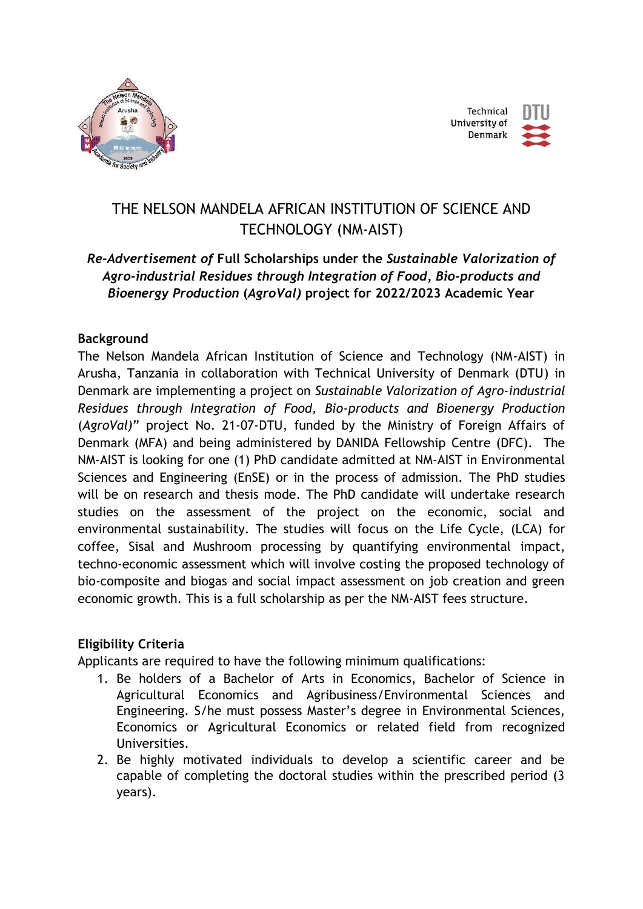# THE NELSON MANDELA AFRICAN INSTITUTION OF SCIENCE AND TECHNOLOGY (NM-AIST)

## *Re-Advertisement of* Full Scholarships under the *Sustainable Valorization of Agro-industrial Residues through Integration of Food, Bio-products and Bioenergy Production (AgroVal)* project for 2022/2023 Academic Year

### Background

The Nelson Mandela African Institution of Science and Technology (NM-AIST) in Arusha, Tanzania in collaboration with Technical University of Denmark (DTU) in Denmark are implementing a project on *Sustainable Valorization of Agro-industrial Residues through Integration of Food, Bio-products and Bioenergy Production (AgroVal)*" project No. 21-07-DTU, funded by the Ministry of Foreign Affairs of Denmark (MFA) and being administered by DANIDA Fellowship Centre (DFC). The NM-AIST is looking for one (1) PhD candidate admitted at NM-AIST in Environmental Sciences and Engineering (EnSE) or in the process of admission. The PhD studies will be on research and thesis mode. The PhD candidate will undertake research studies on the assessment of the project on the economic, social and environmental sustainability. The studies will focus on the Life Cycle, (LCA) for coffee, Sisal and Mushroom processing by quantifying environmental impact, techno-economic assessment which will involve costing the proposed technology of bio-composite and biogas and social impact assessment on job creation and green economic growth. This is a full scholarship as per the NM-AIST fees structure.

### Eligibility Criteria

Applicants are required to have the following minimum qualifications:

1. Be holders of a Bachelor of Arts in Economics, Bachelor of Science in Agricultural Economics and Agribusiness/Environmental Sciences and Engineering. S/he must possess Master's degree in Environmental Sciences, Economics or Agricultural Economics or related field from recognized Universities.
2. Be highly motivated individuals to develop a scientific career and be capable of completing the doctoral studies within the prescribed period (3 years).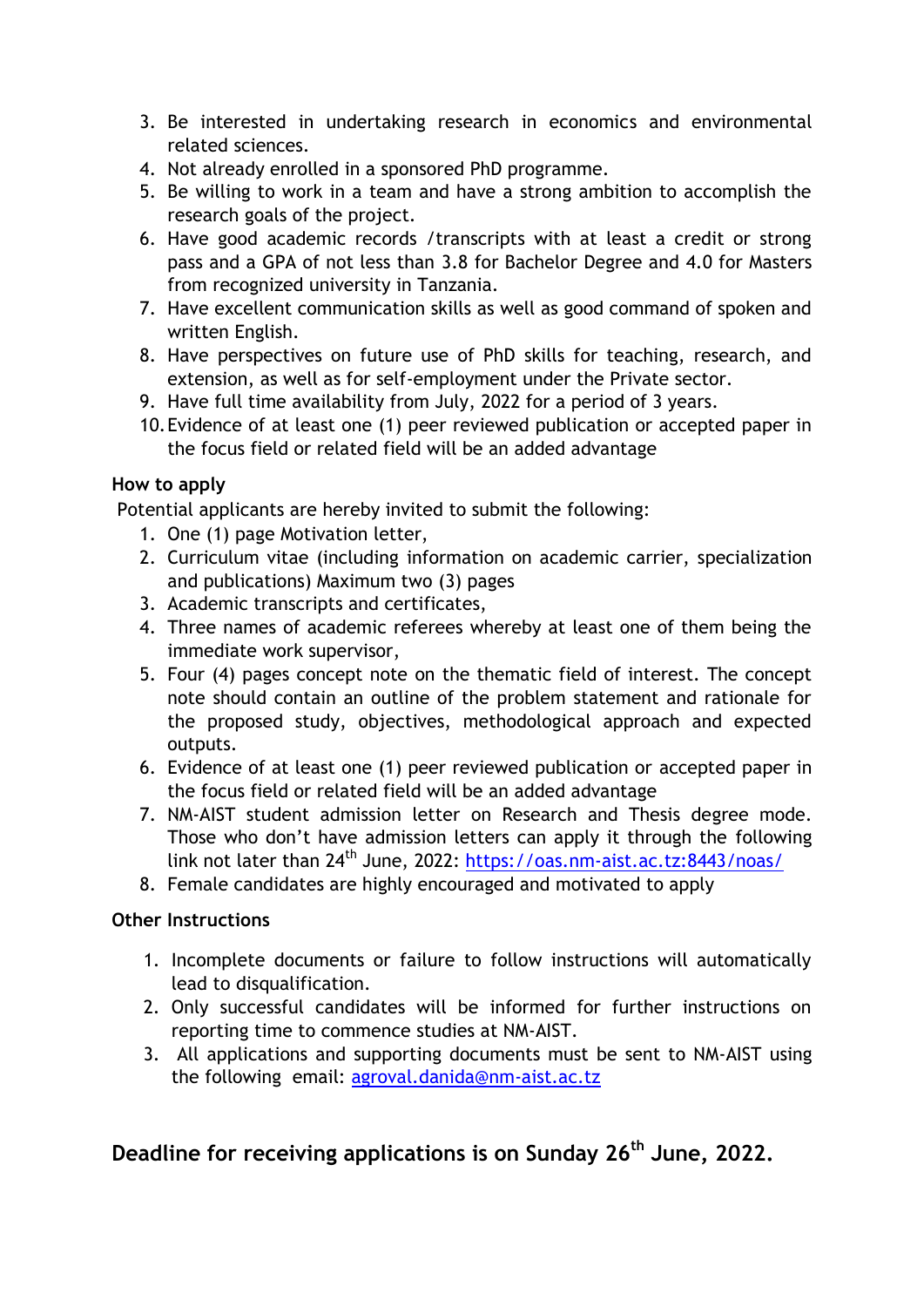3. Be interested in undertaking research in economics and environmental related sciences.
4. Not already enrolled in a sponsored PhD programme.
5. Be willing to work in a team and have a strong ambition to accomplish the research goals of the project.
6. Have good academic records /transcripts with at least a credit or strong pass and a GPA of not less than 3.8 for Bachelor Degree and 4.0 for Masters from recognized university in Tanzania.
7. Have excellent communication skills as well as good command of spoken and written English.
8. Have perspectives on future use of PhD skills for teaching, research, and extension, as well as for self-employment under the Private sector.
9. Have full time availability from July, 2022 for a period of 3 years.
10. Evidence of at least one (1) peer reviewed publication or accepted paper in the focus field or related field will be an added advantage

**How to apply**

Potential applicants are hereby invited to submit the following:

1. One (1) page Motivation letter,
2. Curriculum vitae (including information on academic carrier, specialization and publications) Maximum two (3) pages
3. Academic transcripts and certificates,
4. Three names of academic referees whereby at least one of them being the immediate work supervisor,
5. Four (4) pages concept note on the thematic field of interest. The concept note should contain an outline of the problem statement and rationale for the proposed study, objectives, methodological approach and expected outputs.
6. Evidence of at least one (1) peer reviewed publication or accepted paper in the focus field or related field will be an added advantage
7. NM-AIST student admission letter on Research and Thesis degree mode. Those who don't have admission letters can apply it through the following link not later than 24th June, 2022: https://oas.nm-aist.ac.tz:8443/noas/
8. Female candidates are highly encouraged and motivated to apply

**Other Instructions**

1. Incomplete documents or failure to follow instructions will automatically lead to disqualification.
2. Only successful candidates will be informed for further instructions on reporting time to commence studies at NM-AIST.
3. All applications and supporting documents must be sent to NM-AIST using the following email: agroval.danida@nm-aist.ac.tz

**Deadline for receiving applications is on Sunday 26th June, 2022.**